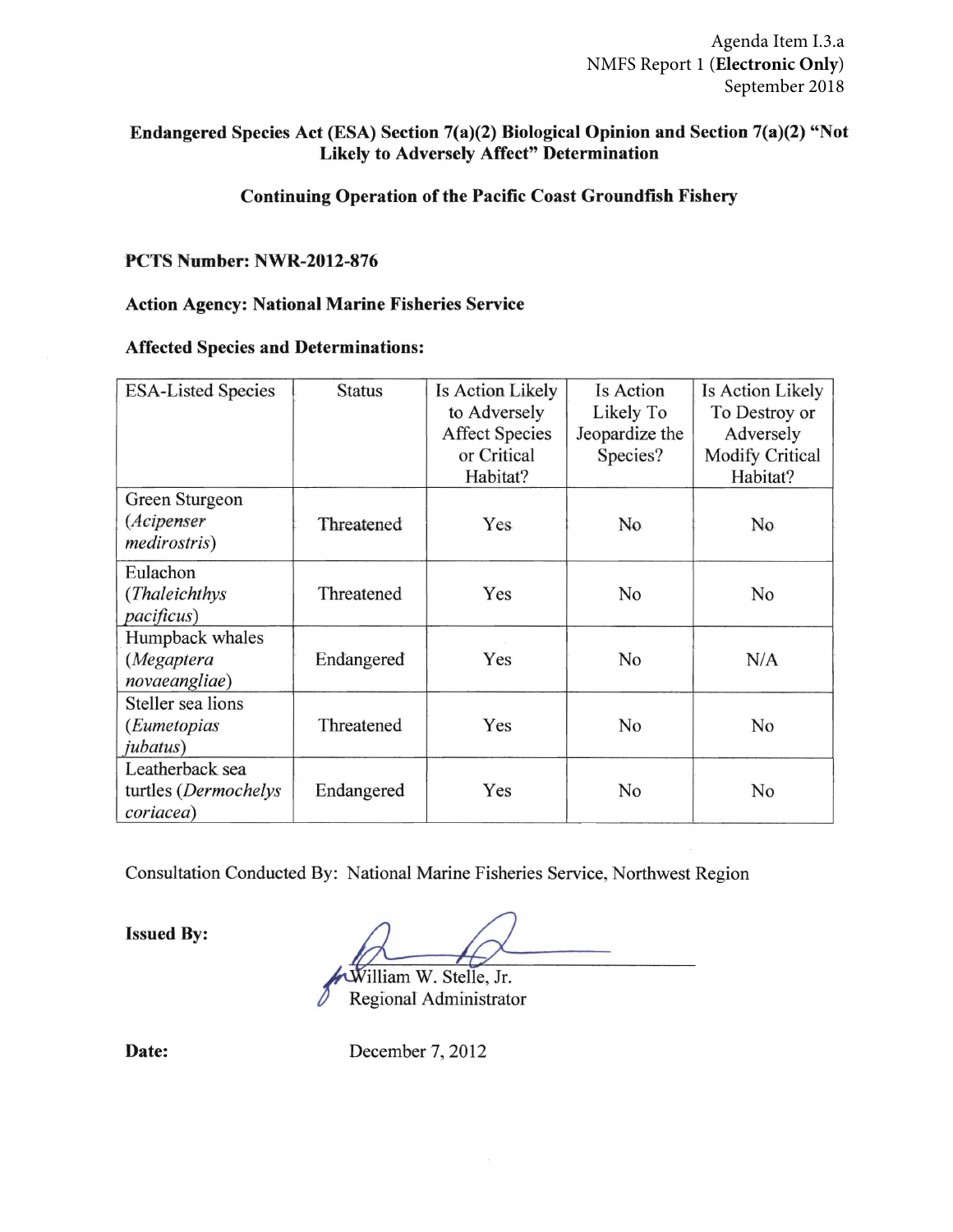Agenda Item I.3.a
NMFS Report 1 (**Electronic Only**)
September 2018

## Endangered Species Act (ESA) Section 7(a)(2) Biological Opinion and Section 7(a)(2) "Not Likely to Adversely Affect" Determination

### Continuing Operation of the Pacific Coast Groundfish Fishery

**PCTS Number: NWR-2012-876**

**Action Agency: National Marine Fisheries Service**

**Affected Species and Determinations:**

| ESA-Listed Species | Status | Is Action Likely to Adversely Affect Species or Critical Habitat? | Is Action Likely To Jeopardize the Species? | Is Action Likely To Destroy or Adversely Modify Critical Habitat? |
|---|---|---|---|---|
| Green Sturgeon (*Acipenser medirostris*) | Threatened | Yes | No | No |
| Eulachon (*Thaleichthys pacificus*) | Threatened | Yes | No | No |
| Humpback whales (*Megaptera novaeangliae*) | Endangered | Yes | No | N/A |
| Steller sea lions (*Eumetopias jubatus*) | Threatened | Yes | No | No |
| Leatherback sea turtles (*Dermochelys coriacea*) | Endangered | Yes | No | No |

Consultation Conducted By: National Marine Fisheries Service, Northwest Region

**Issued By:**

William W. Stelle, Jr.
Regional Administrator

**Date:** December 7, 2012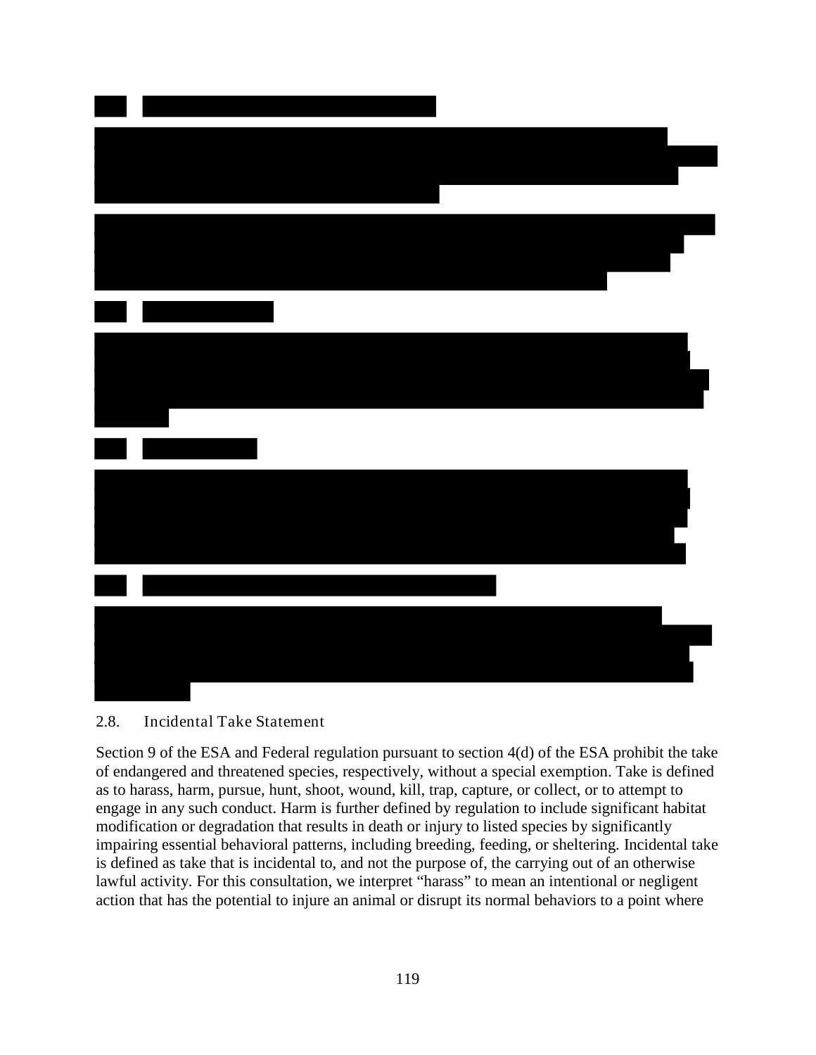## 2.8. Incidental Take Statement

Section 9 of the ESA and Federal regulation pursuant to section 4(d) of the ESA prohibit the take of endangered and threatened species, respectively, without a special exemption. Take is defined as to harass, harm, pursue, hunt, shoot, wound, kill, trap, capture, or collect, or to attempt to engage in any such conduct. Harm is further defined by regulation to include significant habitat modification or degradation that results in death or injury to listed species by significantly impairing essential behavioral patterns, including breeding, feeding, or sheltering. Incidental take is defined as take that is incidental to, and not the purpose of, the carrying out of an otherwise lawful activity. For this consultation, we interpret "harass" to mean an intentional or negligent action that has the potential to injure an animal or disrupt its normal behaviors to a point where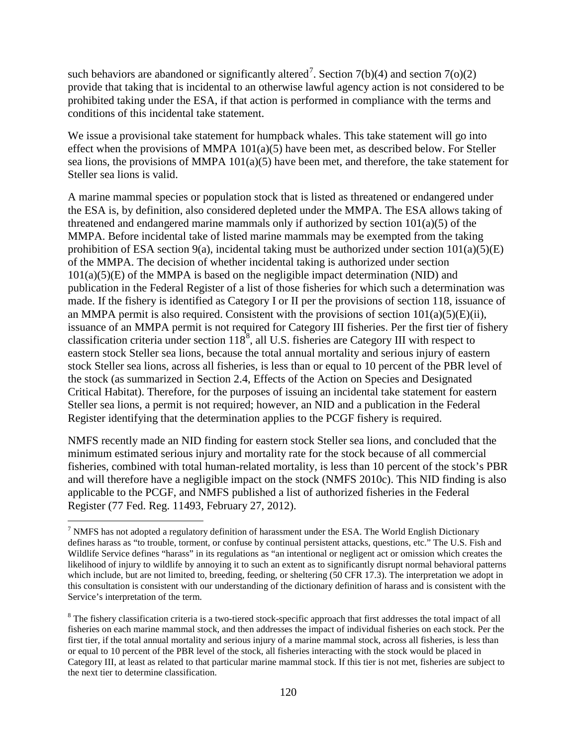such behaviors are abandoned or significantly altered[7]. Section 7(b)(4) and section 7(o)(2) provide that taking that is incidental to an otherwise lawful agency action is not considered to be prohibited taking under the ESA, if that action is performed in compliance with the terms and conditions of this incidental take statement.

We issue a provisional take statement for humpback whales. This take statement will go into effect when the provisions of MMPA 101(a)(5) have been met, as described below. For Steller sea lions, the provisions of MMPA 101(a)(5) have been met, and therefore, the take statement for Steller sea lions is valid.

A marine mammal species or population stock that is listed as threatened or endangered under the ESA is, by definition, also considered depleted under the MMPA. The ESA allows taking of threatened and endangered marine mammals only if authorized by section 101(a)(5) of the MMPA. Before incidental take of listed marine mammals may be exempted from the taking prohibition of ESA section 9(a), incidental taking must be authorized under section 101(a)(5)(E) of the MMPA. The decision of whether incidental taking is authorized under section 101(a)(5)(E) of the MMPA is based on the negligible impact determination (NID) and publication in the Federal Register of a list of those fisheries for which such a determination was made. If the fishery is identified as Category I or II per the provisions of section 118, issuance of an MMPA permit is also required. Consistent with the provisions of section 101(a)(5)(E)(ii), issuance of an MMPA permit is not required for Category III fisheries. Per the first tier of fishery classification criteria under section 118[8], all U.S. fisheries are Category III with respect to eastern stock Steller sea lions, because the total annual mortality and serious injury of eastern stock Steller sea lions, across all fisheries, is less than or equal to 10 percent of the PBR level of the stock (as summarized in Section 2.4, Effects of the Action on Species and Designated Critical Habitat). Therefore, for the purposes of issuing an incidental take statement for eastern Steller sea lions, a permit is not required; however, an NID and a publication in the Federal Register identifying that the determination applies to the PCGF fishery is required.

NMFS recently made an NID finding for eastern stock Steller sea lions, and concluded that the minimum estimated serious injury and mortality rate for the stock because of all commercial fisheries, combined with total human-related mortality, is less than 10 percent of the stock's PBR and will therefore have a negligible impact on the stock (NMFS 2010c). This NID finding is also applicable to the PCGF, and NMFS published a list of authorized fisheries in the Federal Register (77 Fed. Reg. 11493, February 27, 2012).

---

[7] NMFS has not adopted a regulatory definition of harassment under the ESA. The World English Dictionary defines harass as "to trouble, torment, or confuse by continual persistent attacks, questions, etc." The U.S. Fish and Wildlife Service defines "harass" in its regulations as "an intentional or negligent act or omission which creates the likelihood of injury to wildlife by annoying it to such an extent as to significantly disrupt normal behavioral patterns which include, but are not limited to, breeding, feeding, or sheltering (50 CFR 17.3). The interpretation we adopt in this consultation is consistent with our understanding of the dictionary definition of harass and is consistent with the Service's interpretation of the term.

[8] The fishery classification criteria is a two-tiered stock-specific approach that first addresses the total impact of all fisheries on each marine mammal stock, and then addresses the impact of individual fisheries on each stock. Per the first tier, if the total annual mortality and serious injury of a marine mammal stock, across all fisheries, is less than or equal to 10 percent of the PBR level of the stock, all fisheries interacting with the stock would be placed in Category III, at least as related to that particular marine mammal stock. If this tier is not met, fisheries are subject to the next tier to determine classification.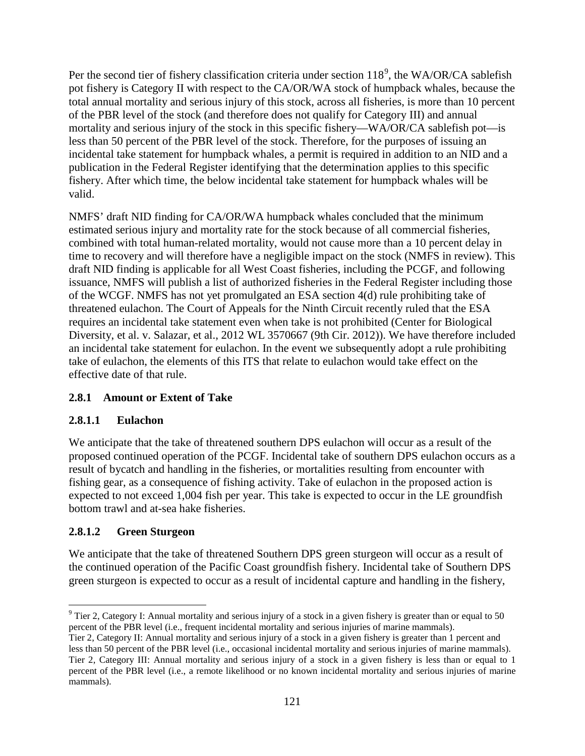Per the second tier of fishery classification criteria under section 118[9], the WA/OR/CA sablefish pot fishery is Category II with respect to the CA/OR/WA stock of humpback whales, because the total annual mortality and serious injury of this stock, across all fisheries, is more than 10 percent of the PBR level of the stock (and therefore does not qualify for Category III) and annual mortality and serious injury of the stock in this specific fishery—WA/OR/CA sablefish pot—is less than 50 percent of the PBR level of the stock. Therefore, for the purposes of issuing an incidental take statement for humpback whales, a permit is required in addition to an NID and a publication in the Federal Register identifying that the determination applies to this specific fishery. After which time, the below incidental take statement for humpback whales will be valid.

NMFS' draft NID finding for CA/OR/WA humpback whales concluded that the minimum estimated serious injury and mortality rate for the stock because of all commercial fisheries, combined with total human-related mortality, would not cause more than a 10 percent delay in time to recovery and will therefore have a negligible impact on the stock (NMFS in review). This draft NID finding is applicable for all West Coast fisheries, including the PCGF, and following issuance, NMFS will publish a list of authorized fisheries in the Federal Register including those of the WCGF. NMFS has not yet promulgated an ESA section 4(d) rule prohibiting take of threatened eulachon. The Court of Appeals for the Ninth Circuit recently ruled that the ESA requires an incidental take statement even when take is not prohibited (Center for Biological Diversity, et al. v. Salazar, et al., 2012 WL 3570667 (9th Cir. 2012)). We have therefore included an incidental take statement for eulachon. In the event we subsequently adopt a rule prohibiting take of eulachon, the elements of this ITS that relate to eulachon would take effect on the effective date of that rule.

### 2.8.1 Amount or Extent of Take

#### 2.8.1.1 Eulachon

We anticipate that the take of threatened southern DPS eulachon will occur as a result of the proposed continued operation of the PCGF. Incidental take of southern DPS eulachon occurs as a result of bycatch and handling in the fisheries, or mortalities resulting from encounter with fishing gear, as a consequence of fishing activity. Take of eulachon in the proposed action is expected to not exceed 1,004 fish per year. This take is expected to occur in the LE groundfish bottom trawl and at-sea hake fisheries.

#### 2.8.1.2 Green Sturgeon

We anticipate that the take of threatened Southern DPS green sturgeon will occur as a result of the continued operation of the Pacific Coast groundfish fishery. Incidental take of Southern DPS green sturgeon is expected to occur as a result of incidental capture and handling in the fishery,

---

[9] Tier 2, Category I: Annual mortality and serious injury of a stock in a given fishery is greater than or equal to 50 percent of the PBR level (i.e., frequent incidental mortality and serious injuries of marine mammals).
Tier 2, Category II: Annual mortality and serious injury of a stock in a given fishery is greater than 1 percent and less than 50 percent of the PBR level (i.e., occasional incidental mortality and serious injuries of marine mammals).
Tier 2, Category III: Annual mortality and serious injury of a stock in a given fishery is less than or equal to 1 percent of the PBR level (i.e., a remote likelihood or no known incidental mortality and serious injuries of marine mammals).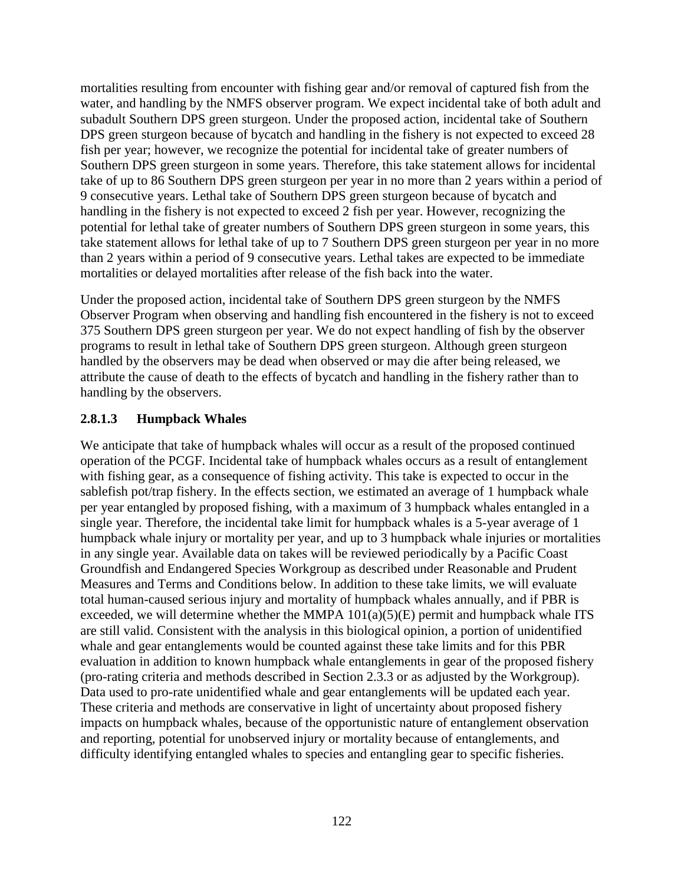mortalities resulting from encounter with fishing gear and/or removal of captured fish from the water, and handling by the NMFS observer program. We expect incidental take of both adult and subadult Southern DPS green sturgeon. Under the proposed action, incidental take of Southern DPS green sturgeon because of bycatch and handling in the fishery is not expected to exceed 28 fish per year; however, we recognize the potential for incidental take of greater numbers of Southern DPS green sturgeon in some years. Therefore, this take statement allows for incidental take of up to 86 Southern DPS green sturgeon per year in no more than 2 years within a period of 9 consecutive years. Lethal take of Southern DPS green sturgeon because of bycatch and handling in the fishery is not expected to exceed 2 fish per year. However, recognizing the potential for lethal take of greater numbers of Southern DPS green sturgeon in some years, this take statement allows for lethal take of up to 7 Southern DPS green sturgeon per year in no more than 2 years within a period of 9 consecutive years. Lethal takes are expected to be immediate mortalities or delayed mortalities after release of the fish back into the water.

Under the proposed action, incidental take of Southern DPS green sturgeon by the NMFS Observer Program when observing and handling fish encountered in the fishery is not to exceed 375 Southern DPS green sturgeon per year. We do not expect handling of fish by the observer programs to result in lethal take of Southern DPS green sturgeon. Although green sturgeon handled by the observers may be dead when observed or may die after being released, we attribute the cause of death to the effects of bycatch and handling in the fishery rather than to handling by the observers.

#### 2.8.1.3 Humpback Whales

We anticipate that take of humpback whales will occur as a result of the proposed continued operation of the PCGF. Incidental take of humpback whales occurs as a result of entanglement with fishing gear, as a consequence of fishing activity. This take is expected to occur in the sablefish pot/trap fishery. In the effects section, we estimated an average of 1 humpback whale per year entangled by proposed fishing, with a maximum of 3 humpback whales entangled in a single year. Therefore, the incidental take limit for humpback whales is a 5-year average of 1 humpback whale injury or mortality per year, and up to 3 humpback whale injuries or mortalities in any single year. Available data on takes will be reviewed periodically by a Pacific Coast Groundfish and Endangered Species Workgroup as described under Reasonable and Prudent Measures and Terms and Conditions below. In addition to these take limits, we will evaluate total human-caused serious injury and mortality of humpback whales annually, and if PBR is exceeded, we will determine whether the MMPA 101(a)(5)(E) permit and humpback whale ITS are still valid. Consistent with the analysis in this biological opinion, a portion of unidentified whale and gear entanglements would be counted against these take limits and for this PBR evaluation in addition to known humpback whale entanglements in gear of the proposed fishery (pro-rating criteria and methods described in Section 2.3.3 or as adjusted by the Workgroup). Data used to pro-rate unidentified whale and gear entanglements will be updated each year. These criteria and methods are conservative in light of uncertainty about proposed fishery impacts on humpback whales, because of the opportunistic nature of entanglement observation and reporting, potential for unobserved injury or mortality because of entanglements, and difficulty identifying entangled whales to species and entangling gear to specific fisheries.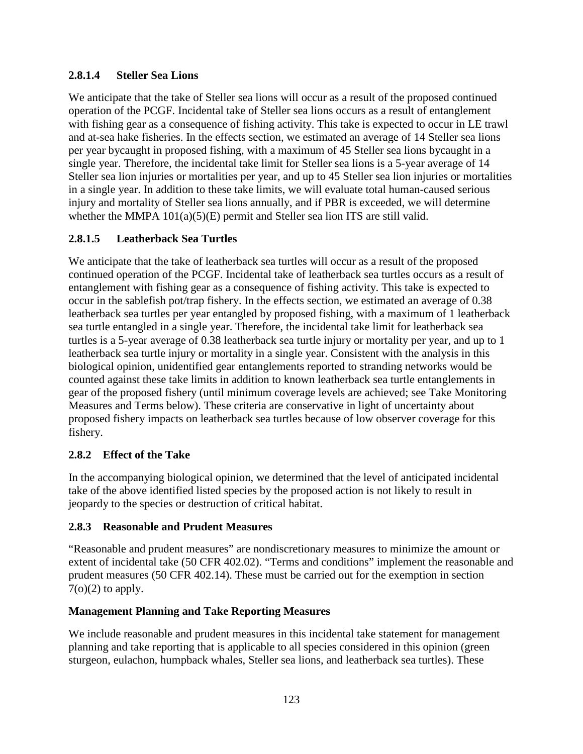#### 2.8.1.4 Steller Sea Lions

We anticipate that the take of Steller sea lions will occur as a result of the proposed continued operation of the PCGF. Incidental take of Steller sea lions occurs as a result of entanglement with fishing gear as a consequence of fishing activity. This take is expected to occur in LE trawl and at-sea hake fisheries. In the effects section, we estimated an average of 14 Steller sea lions per year bycaught in proposed fishing, with a maximum of 45 Steller sea lions bycaught in a single year. Therefore, the incidental take limit for Steller sea lions is a 5-year average of 14 Steller sea lion injuries or mortalities per year, and up to 45 Steller sea lion injuries or mortalities in a single year. In addition to these take limits, we will evaluate total human-caused serious injury and mortality of Steller sea lions annually, and if PBR is exceeded, we will determine whether the MMPA 101(a)(5)(E) permit and Steller sea lion ITS are still valid.

#### 2.8.1.5 Leatherback Sea Turtles

We anticipate that the take of leatherback sea turtles will occur as a result of the proposed continued operation of the PCGF. Incidental take of leatherback sea turtles occurs as a result of entanglement with fishing gear as a consequence of fishing activity. This take is expected to occur in the sablefish pot/trap fishery. In the effects section, we estimated an average of 0.38 leatherback sea turtles per year entangled by proposed fishing, with a maximum of 1 leatherback sea turtle entangled in a single year. Therefore, the incidental take limit for leatherback sea turtles is a 5-year average of 0.38 leatherback sea turtle injury or mortality per year, and up to 1 leatherback sea turtle injury or mortality in a single year. Consistent with the analysis in this biological opinion, unidentified gear entanglements reported to stranding networks would be counted against these take limits in addition to known leatherback sea turtle entanglements in gear of the proposed fishery (until minimum coverage levels are achieved; see Take Monitoring Measures and Terms below). These criteria are conservative in light of uncertainty about proposed fishery impacts on leatherback sea turtles because of low observer coverage for this fishery.

### 2.8.2 Effect of the Take

In the accompanying biological opinion, we determined that the level of anticipated incidental take of the above identified listed species by the proposed action is not likely to result in jeopardy to the species or destruction of critical habitat.

### 2.8.3 Reasonable and Prudent Measures

"Reasonable and prudent measures" are nondiscretionary measures to minimize the amount or extent of incidental take (50 CFR 402.02). "Terms and conditions" implement the reasonable and prudent measures (50 CFR 402.14). These must be carried out for the exemption in section 7(o)(2) to apply.

**Management Planning and Take Reporting Measures**

We include reasonable and prudent measures in this incidental take statement for management planning and take reporting that is applicable to all species considered in this opinion (green sturgeon, eulachon, humpback whales, Steller sea lions, and leatherback sea turtles). These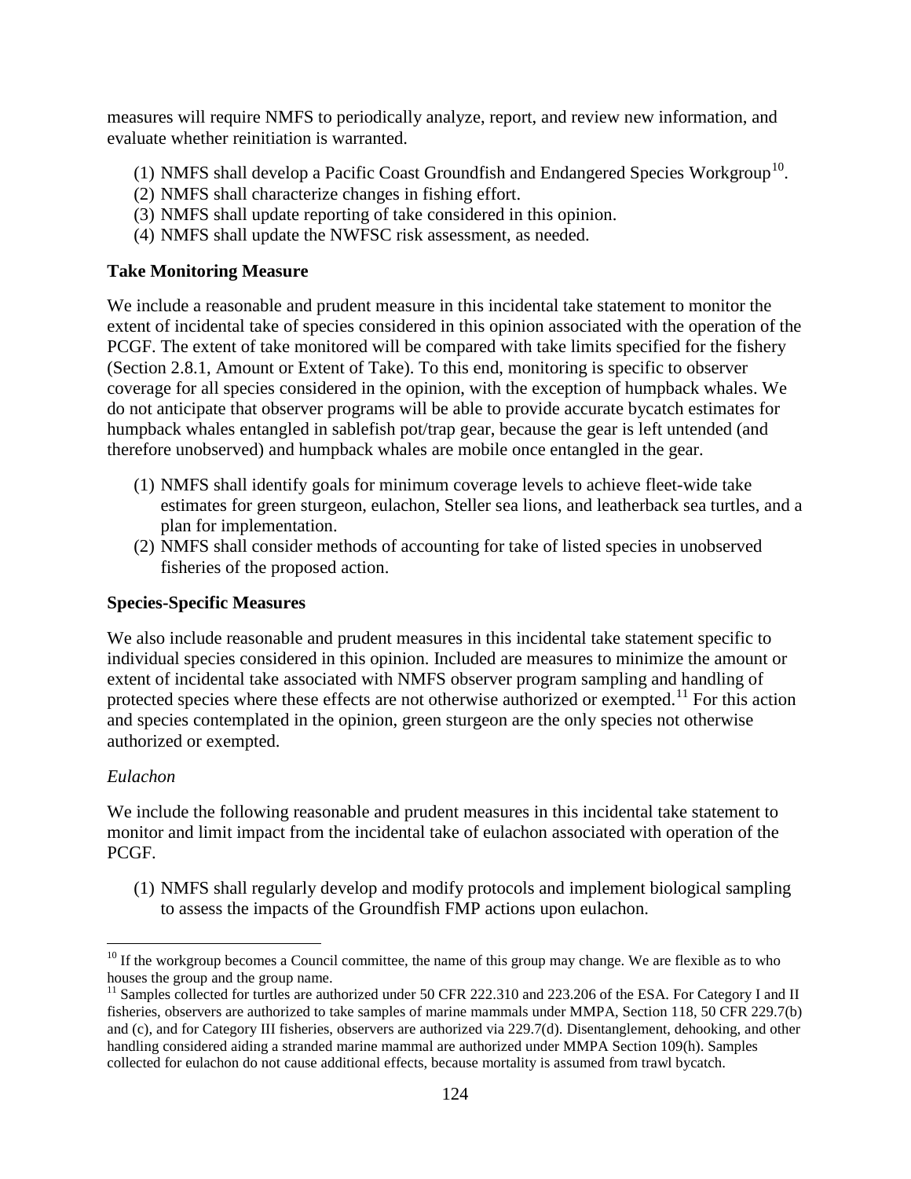measures will require NMFS to periodically analyze, report, and review new information, and evaluate whether reinitiation is warranted.

(1) NMFS shall develop a Pacific Coast Groundfish and Endangered Species Workgroup[10].
(2) NMFS shall characterize changes in fishing effort.
(3) NMFS shall update reporting of take considered in this opinion.
(4) NMFS shall update the NWFSC risk assessment, as needed.

**Take Monitoring Measure**

We include a reasonable and prudent measure in this incidental take statement to monitor the extent of incidental take of species considered in this opinion associated with the operation of the PCGF. The extent of take monitored will be compared with take limits specified for the fishery (Section 2.8.1, Amount or Extent of Take). To this end, monitoring is specific to observer coverage for all species considered in the opinion, with the exception of humpback whales. We do not anticipate that observer programs will be able to provide accurate bycatch estimates for humpback whales entangled in sablefish pot/trap gear, because the gear is left untended (and therefore unobserved) and humpback whales are mobile once entangled in the gear.

(1) NMFS shall identify goals for minimum coverage levels to achieve fleet-wide take estimates for green sturgeon, eulachon, Steller sea lions, and leatherback sea turtles, and a plan for implementation.
(2) NMFS shall consider methods of accounting for take of listed species in unobserved fisheries of the proposed action.

**Species-Specific Measures**

We also include reasonable and prudent measures in this incidental take statement specific to individual species considered in this opinion. Included are measures to minimize the amount or extent of incidental take associated with NMFS observer program sampling and handling of protected species where these effects are not otherwise authorized or exempted.[11] For this action and species contemplated in the opinion, green sturgeon are the only species not otherwise authorized or exempted.

*Eulachon*

We include the following reasonable and prudent measures in this incidental take statement to monitor and limit impact from the incidental take of eulachon associated with operation of the PCGF.

(1) NMFS shall regularly develop and modify protocols and implement biological sampling to assess the impacts of the Groundfish FMP actions upon eulachon.

---

[10] If the workgroup becomes a Council committee, the name of this group may change. We are flexible as to who houses the group and the group name.

[11] Samples collected for turtles are authorized under 50 CFR 222.310 and 223.206 of the ESA. For Category I and II fisheries, observers are authorized to take samples of marine mammals under MMPA, Section 118, 50 CFR 229.7(b) and (c), and for Category III fisheries, observers are authorized via 229.7(d). Disentanglement, dehooking, and other handling considered aiding a stranded marine mammal are authorized under MMPA Section 109(h). Samples collected for eulachon do not cause additional effects, because mortality is assumed from trawl bycatch.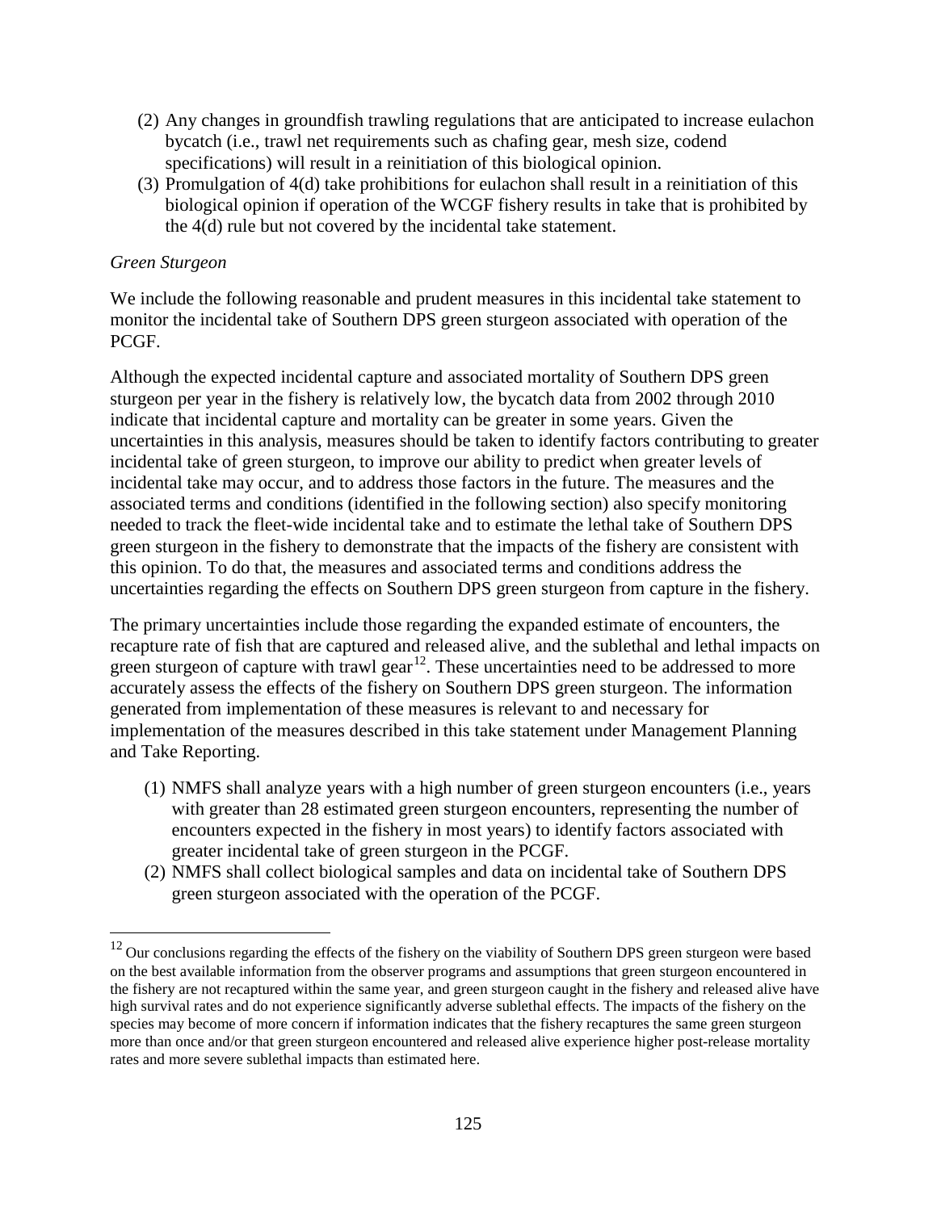(2) Any changes in groundfish trawling regulations that are anticipated to increase eulachon bycatch (i.e., trawl net requirements such as chafing gear, mesh size, codend specifications) will result in a reinitiation of this biological opinion.

(3) Promulgation of 4(d) take prohibitions for eulachon shall result in a reinitiation of this biological opinion if operation of the WCGF fishery results in take that is prohibited by the 4(d) rule but not covered by the incidental take statement.

*Green Sturgeon*

We include the following reasonable and prudent measures in this incidental take statement to monitor the incidental take of Southern DPS green sturgeon associated with operation of the PCGF.

Although the expected incidental capture and associated mortality of Southern DPS green sturgeon per year in the fishery is relatively low, the bycatch data from 2002 through 2010 indicate that incidental capture and mortality can be greater in some years. Given the uncertainties in this analysis, measures should be taken to identify factors contributing to greater incidental take of green sturgeon, to improve our ability to predict when greater levels of incidental take may occur, and to address those factors in the future. The measures and the associated terms and conditions (identified in the following section) also specify monitoring needed to track the fleet-wide incidental take and to estimate the lethal take of Southern DPS green sturgeon in the fishery to demonstrate that the impacts of the fishery are consistent with this opinion. To do that, the measures and associated terms and conditions address the uncertainties regarding the effects on Southern DPS green sturgeon from capture in the fishery.

The primary uncertainties include those regarding the expanded estimate of encounters, the recapture rate of fish that are captured and released alive, and the sublethal and lethal impacts on green sturgeon of capture with trawl gear[12]. These uncertainties need to be addressed to more accurately assess the effects of the fishery on Southern DPS green sturgeon. The information generated from implementation of these measures is relevant to and necessary for implementation of the measures described in this take statement under Management Planning and Take Reporting.

(1) NMFS shall analyze years with a high number of green sturgeon encounters (i.e., years with greater than 28 estimated green sturgeon encounters, representing the number of encounters expected in the fishery in most years) to identify factors associated with greater incidental take of green sturgeon in the PCGF.

(2) NMFS shall collect biological samples and data on incidental take of Southern DPS green sturgeon associated with the operation of the PCGF.

[12] Our conclusions regarding the effects of the fishery on the viability of Southern DPS green sturgeon were based on the best available information from the observer programs and assumptions that green sturgeon encountered in the fishery are not recaptured within the same year, and green sturgeon caught in the fishery and released alive have high survival rates and do not experience significantly adverse sublethal effects. The impacts of the fishery on the species may become of more concern if information indicates that the fishery recaptures the same green sturgeon more than once and/or that green sturgeon encountered and released alive experience higher post-release mortality rates and more severe sublethal impacts than estimated here.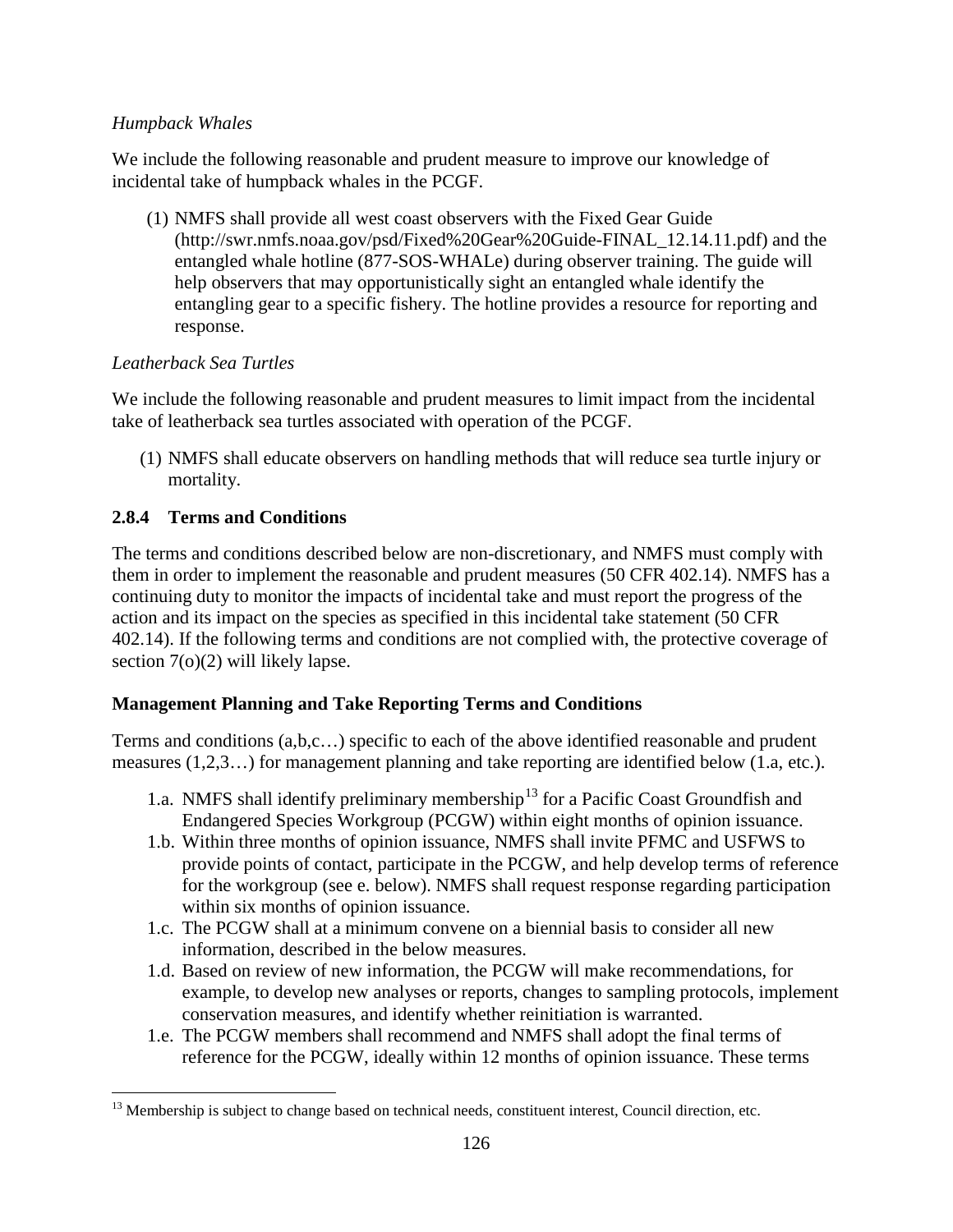*Humpback Whales*

We include the following reasonable and prudent measure to improve our knowledge of incidental take of humpback whales in the PCGF.

(1) NMFS shall provide all west coast observers with the Fixed Gear Guide (http://swr.nmfs.noaa.gov/psd/Fixed%20Gear%20Guide-FINAL_12.14.11.pdf) and the entangled whale hotline (877-SOS-WHALe) during observer training. The guide will help observers that may opportunistically sight an entangled whale identify the entangling gear to a specific fishery. The hotline provides a resource for reporting and response.

*Leatherback Sea Turtles*

We include the following reasonable and prudent measures to limit impact from the incidental take of leatherback sea turtles associated with operation of the PCGF.

(1) NMFS shall educate observers on handling methods that will reduce sea turtle injury or mortality.

### 2.8.4 Terms and Conditions

The terms and conditions described below are non-discretionary, and NMFS must comply with them in order to implement the reasonable and prudent measures (50 CFR 402.14). NMFS has a continuing duty to monitor the impacts of incidental take and must report the progress of the action and its impact on the species as specified in this incidental take statement (50 CFR 402.14). If the following terms and conditions are not complied with, the protective coverage of section 7(o)(2) will likely lapse.

**Management Planning and Take Reporting Terms and Conditions**

Terms and conditions (a,b,c…) specific to each of the above identified reasonable and prudent measures (1,2,3…) for management planning and take reporting are identified below (1.a, etc.).

- 1.a. NMFS shall identify preliminary membership[13] for a Pacific Coast Groundfish and Endangered Species Workgroup (PCGW) within eight months of opinion issuance.
- 1.b. Within three months of opinion issuance, NMFS shall invite PFMC and USFWS to provide points of contact, participate in the PCGW, and help develop terms of reference for the workgroup (see e. below). NMFS shall request response regarding participation within six months of opinion issuance.
- 1.c. The PCGW shall at a minimum convene on a biennial basis to consider all new information, described in the below measures.
- 1.d. Based on review of new information, the PCGW will make recommendations, for example, to develop new analyses or reports, changes to sampling protocols, implement conservation measures, and identify whether reinitiation is warranted.
- 1.e. The PCGW members shall recommend and NMFS shall adopt the final terms of reference for the PCGW, ideally within 12 months of opinion issuance. These terms

[13] Membership is subject to change based on technical needs, constituent interest, Council direction, etc.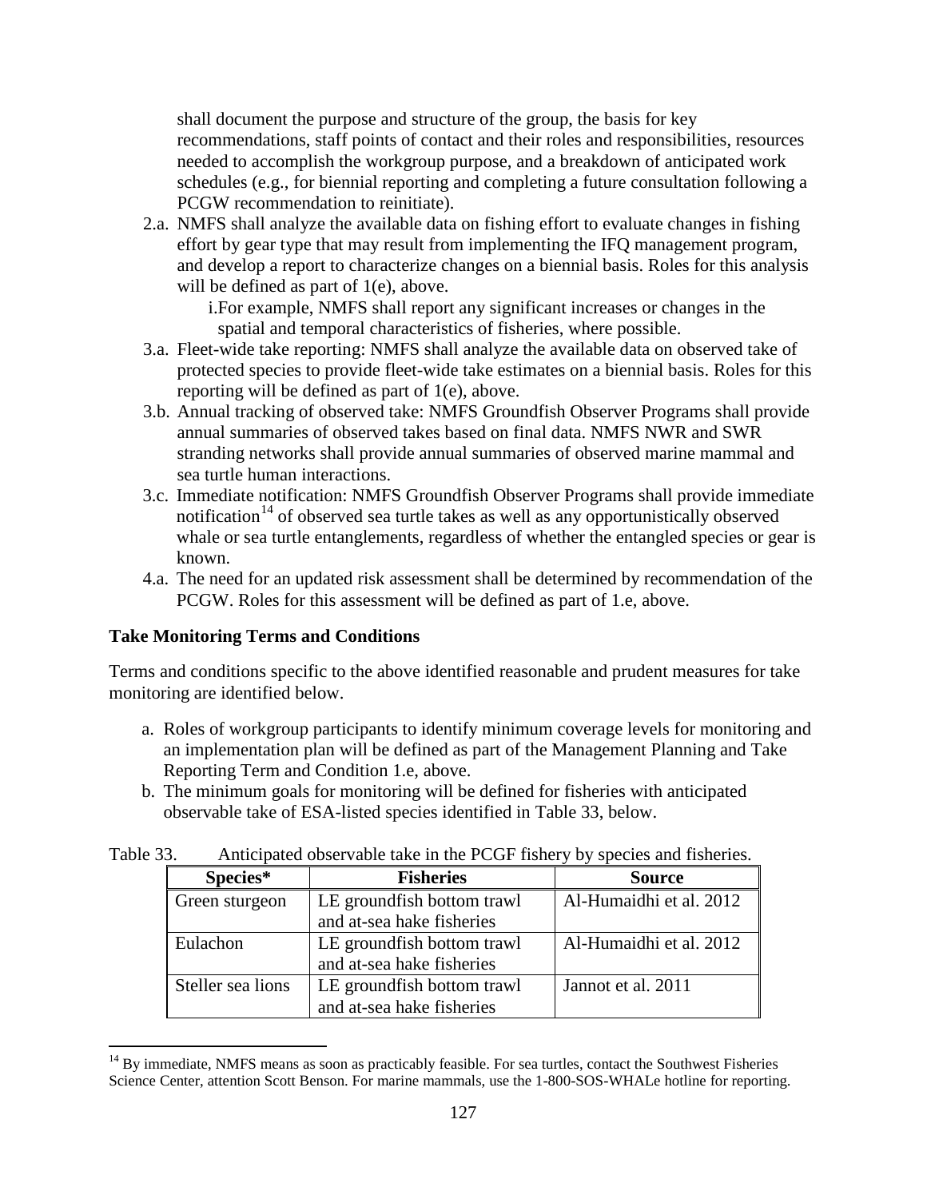shall document the purpose and structure of the group, the basis for key recommendations, staff points of contact and their roles and responsibilities, resources needed to accomplish the workgroup purpose, and a breakdown of anticipated work schedules (e.g., for biennial reporting and completing a future consultation following a PCGW recommendation to reinitiate).

2.a. NMFS shall analyze the available data on fishing effort to evaluate changes in fishing effort by gear type that may result from implementing the IFQ management program, and develop a report to characterize changes on a biennial basis. Roles for this analysis will be defined as part of 1(e), above.

   i. For example, NMFS shall report any significant increases or changes in the spatial and temporal characteristics of fisheries, where possible.

3.a. Fleet-wide take reporting: NMFS shall analyze the available data on observed take of protected species to provide fleet-wide take estimates on a biennial basis. Roles for this reporting will be defined as part of 1(e), above.

3.b. Annual tracking of observed take: NMFS Groundfish Observer Programs shall provide annual summaries of observed takes based on final data. NMFS NWR and SWR stranding networks shall provide annual summaries of observed marine mammal and sea turtle human interactions.

3.c. Immediate notification: NMFS Groundfish Observer Programs shall provide immediate notification[14] of observed sea turtle takes as well as any opportunistically observed whale or sea turtle entanglements, regardless of whether the entangled species or gear is known.

4.a. The need for an updated risk assessment shall be determined by recommendation of the PCGW. Roles for this assessment will be defined as part of 1.e, above.

**Take Monitoring Terms and Conditions**

Terms and conditions specific to the above identified reasonable and prudent measures for take monitoring are identified below.

a. Roles of workgroup participants to identify minimum coverage levels for monitoring and an implementation plan will be defined as part of the Management Planning and Take Reporting Term and Condition 1.e, above.

b. The minimum goals for monitoring will be defined for fisheries with anticipated observable take of ESA-listed species identified in Table 33, below.

Table 33. Anticipated observable take in the PCGF fishery by species and fisheries.

| Species* | Fisheries | Source |
|---|---|---|
| Green sturgeon | LE groundfish bottom trawl and at-sea hake fisheries | Al-Humaidhi et al. 2012 |
| Eulachon | LE groundfish bottom trawl and at-sea hake fisheries | Al-Humaidhi et al. 2012 |
| Steller sea lions | LE groundfish bottom trawl and at-sea hake fisheries | Jannot et al. 2011 |

[14] By immediate, NMFS means as soon as practicably feasible. For sea turtles, contact the Southwest Fisheries Science Center, attention Scott Benson. For marine mammals, use the 1-800-SOS-WHALe hotline for reporting.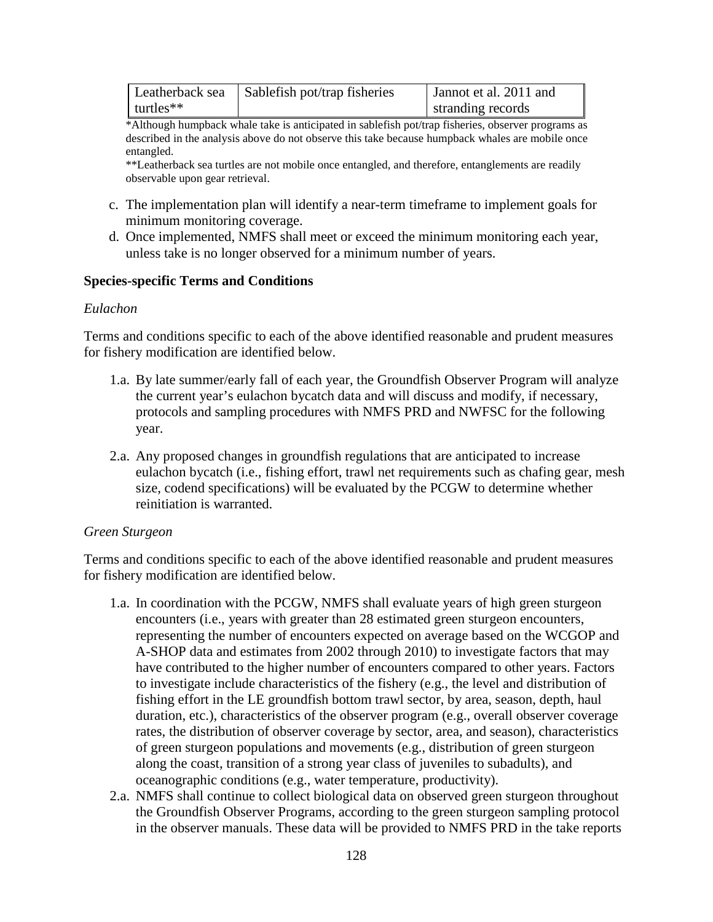| Leatherback sea turtles** | Sablefish pot/trap fisheries | Jannot et al. 2011 and stranding records |
|---|---|---|

*Although humpback whale take is anticipated in sablefish pot/trap fisheries, observer programs as described in the analysis above do not observe this take because humpback whales are mobile once entangled.

**Leatherback sea turtles are not mobile once entangled, and therefore, entanglements are readily observable upon gear retrieval.

c. The implementation plan will identify a near-term timeframe to implement goals for minimum monitoring coverage.
d. Once implemented, NMFS shall meet or exceed the minimum monitoring each year, unless take is no longer observed for a minimum number of years.

**Species-specific Terms and Conditions**

*Eulachon*

Terms and conditions specific to each of the above identified reasonable and prudent measures for fishery modification are identified below.

1.a. By late summer/early fall of each year, the Groundfish Observer Program will analyze the current year's eulachon bycatch data and will discuss and modify, if necessary, protocols and sampling procedures with NMFS PRD and NWFSC for the following year.

2.a. Any proposed changes in groundfish regulations that are anticipated to increase eulachon bycatch (i.e., fishing effort, trawl net requirements such as chafing gear, mesh size, codend specifications) will be evaluated by the PCGW to determine whether reinitiation is warranted.

*Green Sturgeon*

Terms and conditions specific to each of the above identified reasonable and prudent measures for fishery modification are identified below.

1.a. In coordination with the PCGW, NMFS shall evaluate years of high green sturgeon encounters (i.e., years with greater than 28 estimated green sturgeon encounters, representing the number of encounters expected on average based on the WCGOP and A-SHOP data and estimates from 2002 through 2010) to investigate factors that may have contributed to the higher number of encounters compared to other years. Factors to investigate include characteristics of the fishery (e.g., the level and distribution of fishing effort in the LE groundfish bottom trawl sector, by area, season, depth, haul duration, etc.), characteristics of the observer program (e.g., overall observer coverage rates, the distribution of observer coverage by sector, area, and season), characteristics of green sturgeon populations and movements (e.g., distribution of green sturgeon along the coast, transition of a strong year class of juveniles to subadults), and oceanographic conditions (e.g., water temperature, productivity).

2.a. NMFS shall continue to collect biological data on observed green sturgeon throughout the Groundfish Observer Programs, according to the green sturgeon sampling protocol in the observer manuals. These data will be provided to NMFS PRD in the take reports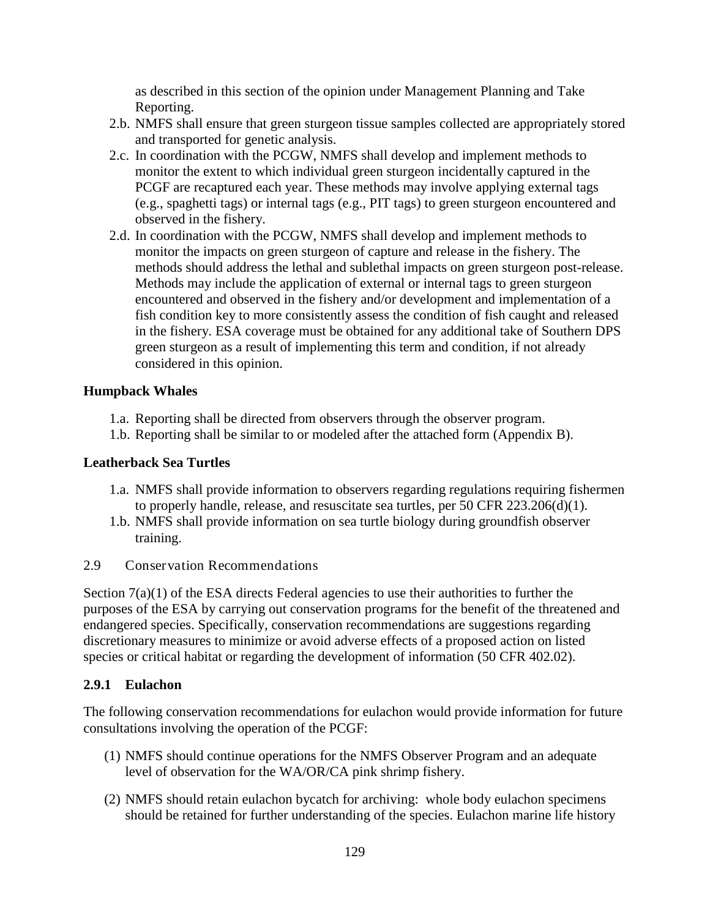as described in this section of the opinion under Management Planning and Take Reporting.

2.b. NMFS shall ensure that green sturgeon tissue samples collected are appropriately stored and transported for genetic analysis.

2.c. In coordination with the PCGW, NMFS shall develop and implement methods to monitor the extent to which individual green sturgeon incidentally captured in the PCGF are recaptured each year. These methods may involve applying external tags (e.g., spaghetti tags) or internal tags (e.g., PIT tags) to green sturgeon encountered and observed in the fishery.

2.d. In coordination with the PCGW, NMFS shall develop and implement methods to monitor the impacts on green sturgeon of capture and release in the fishery. The methods should address the lethal and sublethal impacts on green sturgeon post-release. Methods may include the application of external or internal tags to green sturgeon encountered and observed in the fishery and/or development and implementation of a fish condition key to more consistently assess the condition of fish caught and released in the fishery. ESA coverage must be obtained for any additional take of Southern DPS green sturgeon as a result of implementing this term and condition, if not already considered in this opinion.

**Humpback Whales**

1.a. Reporting shall be directed from observers through the observer program.

1.b. Reporting shall be similar to or modeled after the attached form (Appendix B).

**Leatherback Sea Turtles**

1.a. NMFS shall provide information to observers regarding regulations requiring fishermen to properly handle, release, and resuscitate sea turtles, per 50 CFR 223.206(d)(1).

1.b. NMFS shall provide information on sea turtle biology during groundfish observer training.

## 2.9 Conservation Recommendations

Section 7(a)(1) of the ESA directs Federal agencies to use their authorities to further the purposes of the ESA by carrying out conservation programs for the benefit of the threatened and endangered species. Specifically, conservation recommendations are suggestions regarding discretionary measures to minimize or avoid adverse effects of a proposed action on listed species or critical habitat or regarding the development of information (50 CFR 402.02).

### 2.9.1 Eulachon

The following conservation recommendations for eulachon would provide information for future consultations involving the operation of the PCGF:

(1) NMFS should continue operations for the NMFS Observer Program and an adequate level of observation for the WA/OR/CA pink shrimp fishery.

(2) NMFS should retain eulachon bycatch for archiving: whole body eulachon specimens should be retained for further understanding of the species. Eulachon marine life history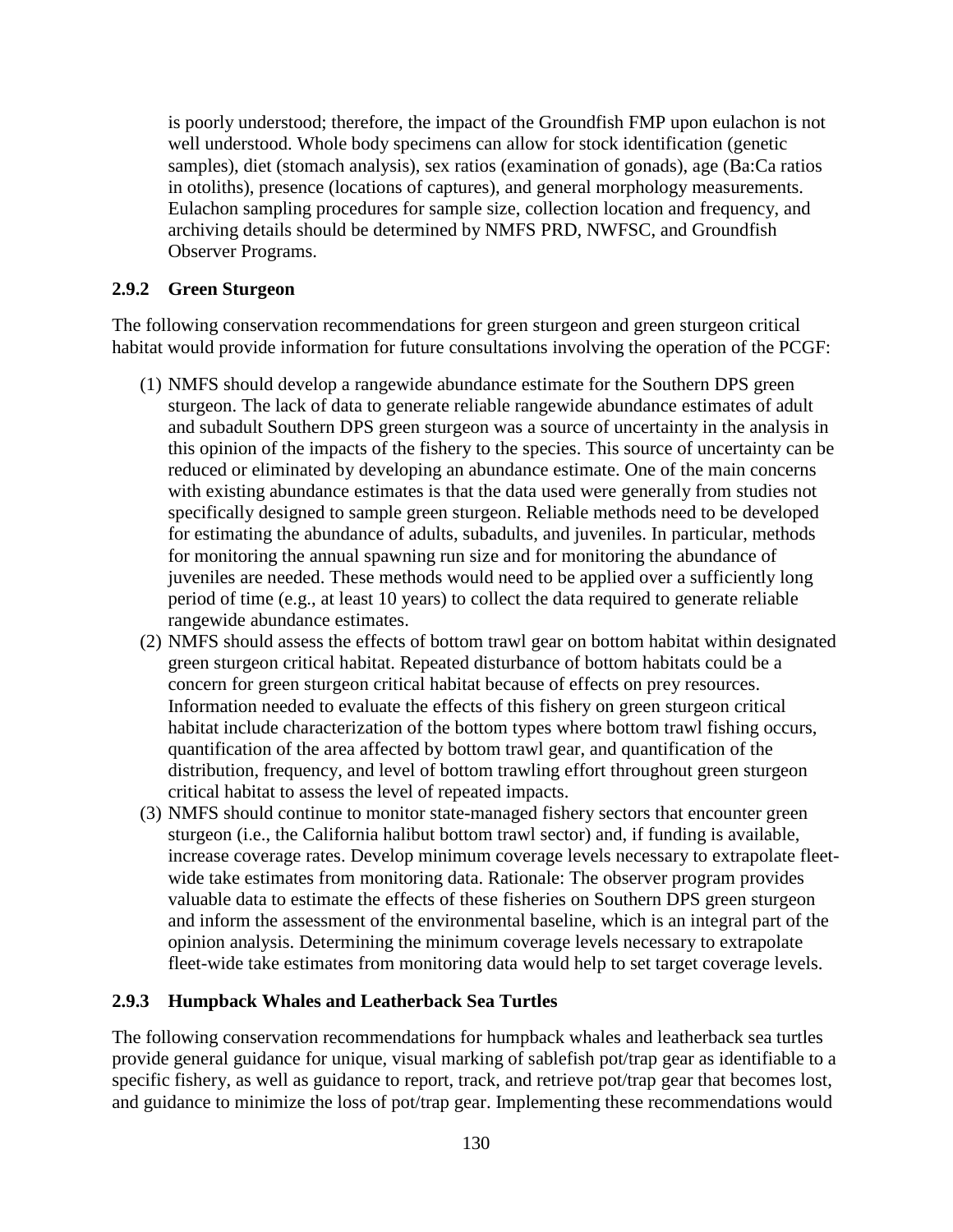is poorly understood; therefore, the impact of the Groundfish FMP upon eulachon is not well understood. Whole body specimens can allow for stock identification (genetic samples), diet (stomach analysis), sex ratios (examination of gonads), age (Ba:Ca ratios in otoliths), presence (locations of captures), and general morphology measurements. Eulachon sampling procedures for sample size, collection location and frequency, and archiving details should be determined by NMFS PRD, NWFSC, and Groundfish Observer Programs.

### 2.9.2 Green Sturgeon

The following conservation recommendations for green sturgeon and green sturgeon critical habitat would provide information for future consultations involving the operation of the PCGF:

(1) NMFS should develop a rangewide abundance estimate for the Southern DPS green sturgeon. The lack of data to generate reliable rangewide abundance estimates of adult and subadult Southern DPS green sturgeon was a source of uncertainty in the analysis in this opinion of the impacts of the fishery to the species. This source of uncertainty can be reduced or eliminated by developing an abundance estimate. One of the main concerns with existing abundance estimates is that the data used were generally from studies not specifically designed to sample green sturgeon. Reliable methods need to be developed for estimating the abundance of adults, subadults, and juveniles. In particular, methods for monitoring the annual spawning run size and for monitoring the abundance of juveniles are needed. These methods would need to be applied over a sufficiently long period of time (e.g., at least 10 years) to collect the data required to generate reliable rangewide abundance estimates.

(2) NMFS should assess the effects of bottom trawl gear on bottom habitat within designated green sturgeon critical habitat. Repeated disturbance of bottom habitats could be a concern for green sturgeon critical habitat because of effects on prey resources. Information needed to evaluate the effects of this fishery on green sturgeon critical habitat include characterization of the bottom types where bottom trawl fishing occurs, quantification of the area affected by bottom trawl gear, and quantification of the distribution, frequency, and level of bottom trawling effort throughout green sturgeon critical habitat to assess the level of repeated impacts.

(3) NMFS should continue to monitor state-managed fishery sectors that encounter green sturgeon (i.e., the California halibut bottom trawl sector) and, if funding is available, increase coverage rates. Develop minimum coverage levels necessary to extrapolate fleet-wide take estimates from monitoring data. Rationale: The observer program provides valuable data to estimate the effects of these fisheries on Southern DPS green sturgeon and inform the assessment of the environmental baseline, which is an integral part of the opinion analysis. Determining the minimum coverage levels necessary to extrapolate fleet-wide take estimates from monitoring data would help to set target coverage levels.

### 2.9.3 Humpback Whales and Leatherback Sea Turtles

The following conservation recommendations for humpback whales and leatherback sea turtles provide general guidance for unique, visual marking of sablefish pot/trap gear as identifiable to a specific fishery, as well as guidance to report, track, and retrieve pot/trap gear that becomes lost, and guidance to minimize the loss of pot/trap gear. Implementing these recommendations would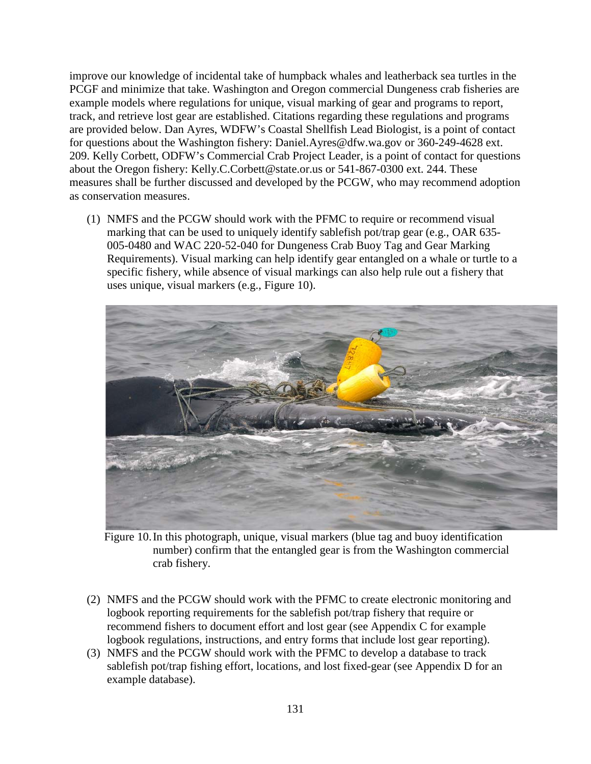improve our knowledge of incidental take of humpback whales and leatherback sea turtles in the PCGF and minimize that take. Washington and Oregon commercial Dungeness crab fisheries are example models where regulations for unique, visual marking of gear and programs to report, track, and retrieve lost gear are established. Citations regarding these regulations and programs are provided below. Dan Ayres, WDFW's Coastal Shellfish Lead Biologist, is a point of contact for questions about the Washington fishery: Daniel.Ayres@dfw.wa.gov or 360-249-4628 ext. 209. Kelly Corbett, ODFW's Commercial Crab Project Leader, is a point of contact for questions about the Oregon fishery: Kelly.C.Corbett@state.or.us or 541-867-0300 ext. 244. These measures shall be further discussed and developed by the PCGW, who may recommend adoption as conservation measures.

(1) NMFS and the PCGW should work with the PFMC to require or recommend visual marking that can be used to uniquely identify sablefish pot/trap gear (e.g., OAR 635-005-0480 and WAC 220-52-040 for Dungeness Crab Buoy Tag and Gear Marking Requirements). Visual marking can help identify gear entangled on a whale or turtle to a specific fishery, while absence of visual markings can also help rule out a fishery that uses unique, visual markers (e.g., Figure 10).

Figure 10. In this photograph, unique, visual markers (blue tag and buoy identification number) confirm that the entangled gear is from the Washington commercial crab fishery.

(2) NMFS and the PCGW should work with the PFMC to create electronic monitoring and logbook reporting requirements for the sablefish pot/trap fishery that require or recommend fishers to document effort and lost gear (see Appendix C for example logbook regulations, instructions, and entry forms that include lost gear reporting).
(3) NMFS and the PCGW should work with the PFMC to develop a database to track sablefish pot/trap fishing effort, locations, and lost fixed-gear (see Appendix D for an example database).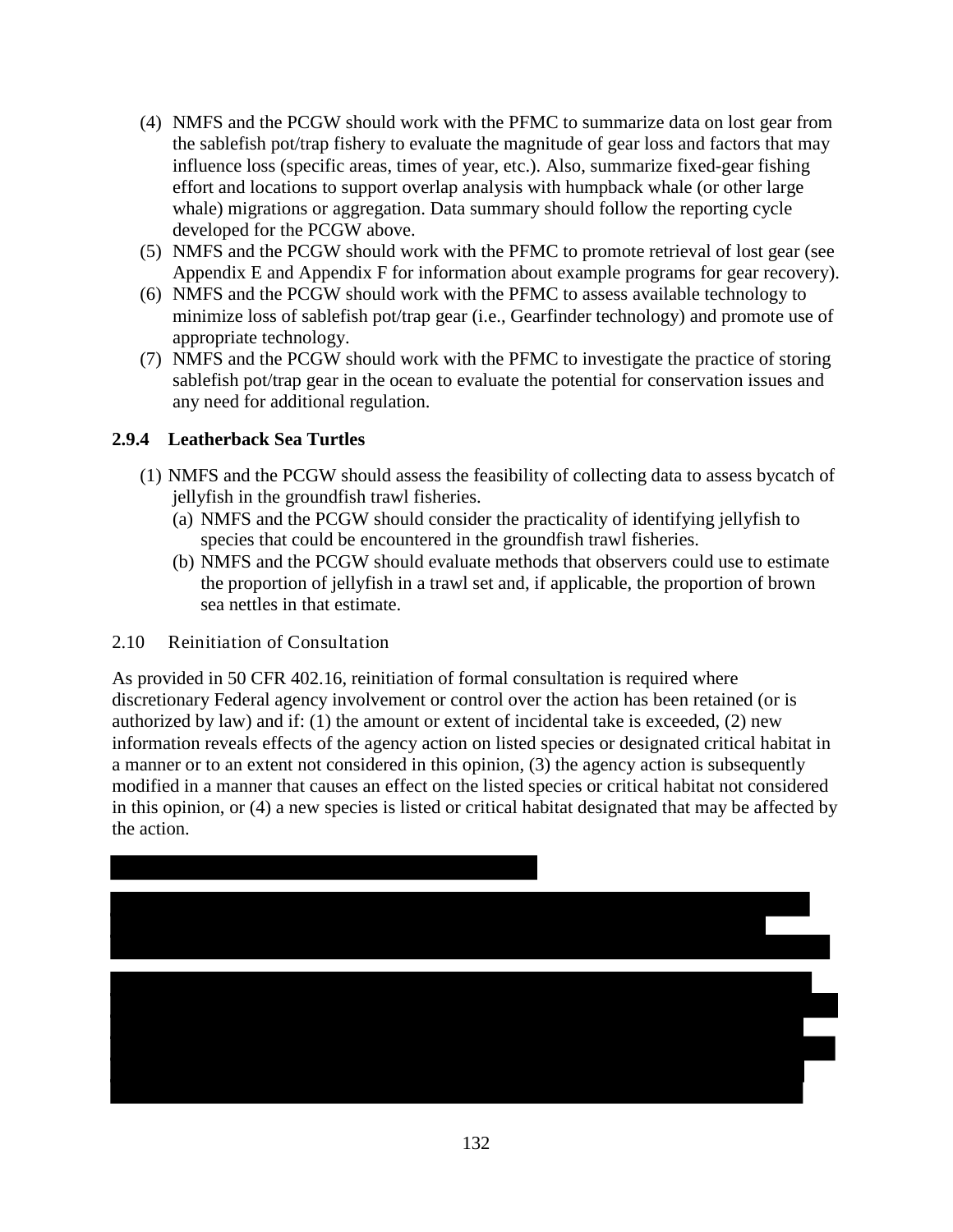(4) NMFS and the PCGW should work with the PFMC to summarize data on lost gear from the sablefish pot/trap fishery to evaluate the magnitude of gear loss and factors that may influence loss (specific areas, times of year, etc.). Also, summarize fixed-gear fishing effort and locations to support overlap analysis with humpback whale (or other large whale) migrations or aggregation. Data summary should follow the reporting cycle developed for the PCGW above.

(5) NMFS and the PCGW should work with the PFMC to promote retrieval of lost gear (see Appendix E and Appendix F for information about example programs for gear recovery).

(6) NMFS and the PCGW should work with the PFMC to assess available technology to minimize loss of sablefish pot/trap gear (i.e., Gearfinder technology) and promote use of appropriate technology.

(7) NMFS and the PCGW should work with the PFMC to investigate the practice of storing sablefish pot/trap gear in the ocean to evaluate the potential for conservation issues and any need for additional regulation.

### 2.9.4 Leatherback Sea Turtles

(1) NMFS and the PCGW should assess the feasibility of collecting data to assess bycatch of jellyfish in the groundfish trawl fisheries.
   - (a) NMFS and the PCGW should consider the practicality of identifying jellyfish to species that could be encountered in the groundfish trawl fisheries.
   - (b) NMFS and the PCGW should evaluate methods that observers could use to estimate the proportion of jellyfish in a trawl set and, if applicable, the proportion of brown sea nettles in that estimate.

## 2.10 Reinitiation of Consultation

As provided in 50 CFR 402.16, reinitiation of formal consultation is required where discretionary Federal agency involvement or control over the action has been retained (or is authorized by law) and if: (1) the amount or extent of incidental take is exceeded, (2) new information reveals effects of the agency action on listed species or designated critical habitat in a manner or to an extent not considered in this opinion, (3) the agency action is subsequently modified in a manner that causes an effect on the listed species or critical habitat not considered in this opinion, or (4) a new species is listed or critical habitat designated that may be affected by the action.